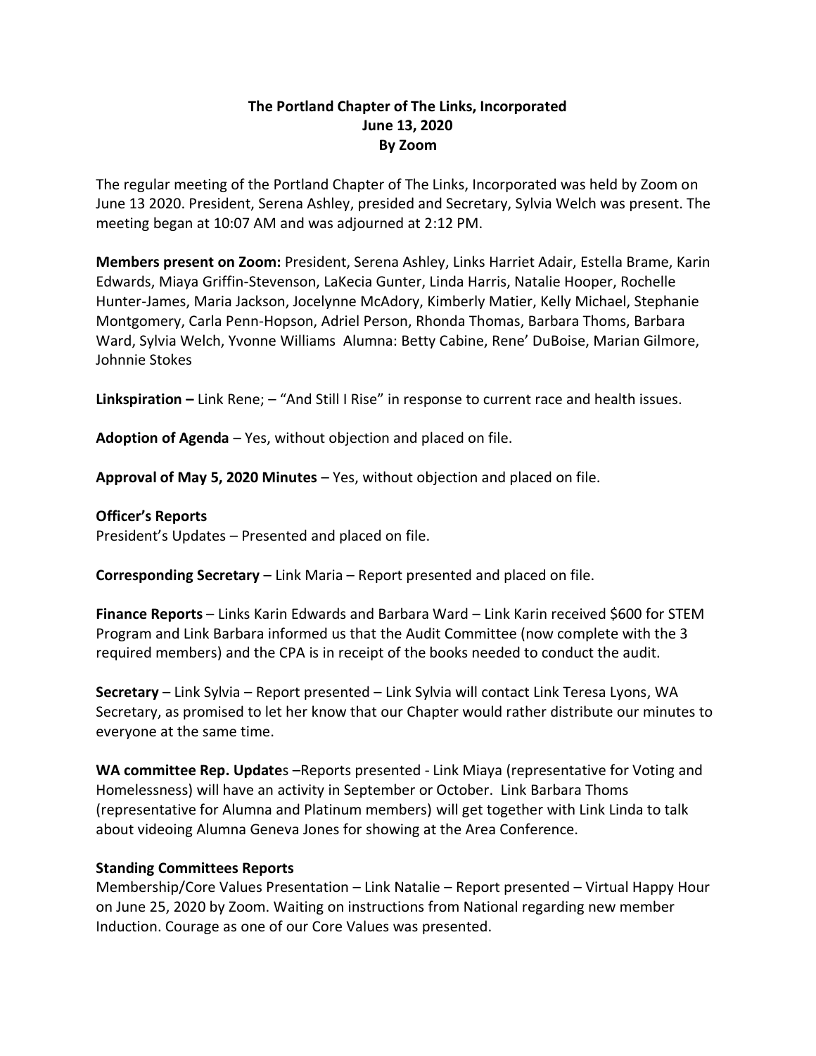**The Portland Chapter of The Links, Incorporated**
**June 13, 2020**
**By Zoom**

The regular meeting of the Portland Chapter of The Links, Incorporated was held by Zoom on June 13 2020. President, Serena Ashley, presided and Secretary, Sylvia Welch was present. The meeting began at 10:07 AM and was adjourned at 2:12 PM.

**Members present on Zoom:** President, Serena Ashley, Links Harriet Adair, Estella Brame, Karin Edwards, Miaya Griffin-Stevenson, LaKecia Gunter, Linda Harris, Natalie Hooper, Rochelle Hunter-James, Maria Jackson, Jocelynne McAdory, Kimberly Matier, Kelly Michael, Stephanie Montgomery, Carla Penn-Hopson, Adriel Person, Rhonda Thomas, Barbara Thoms, Barbara Ward, Sylvia Welch, Yvonne Williams Alumna: Betty Cabine, Rene' DuBoise, Marian Gilmore, Johnnie Stokes

**Linkspiration –** Link Rene; – "And Still I Rise" in response to current race and health issues.

**Adoption of Agenda** – Yes, without objection and placed on file.

**Approval of May 5, 2020 Minutes** – Yes, without objection and placed on file.

**Officer's Reports**
President's Updates – Presented and placed on file.

**Corresponding Secretary** – Link Maria – Report presented and placed on file.

**Finance Reports** – Links Karin Edwards and Barbara Ward – Link Karin received $600 for STEM Program and Link Barbara informed us that the Audit Committee (now complete with the 3 required members) and the CPA is in receipt of the books needed to conduct the audit.

**Secretary** – Link Sylvia – Report presented – Link Sylvia will contact Link Teresa Lyons, WA Secretary, as promised to let her know that our Chapter would rather distribute our minutes to everyone at the same time.

**WA committee Rep. Update**s –Reports presented - Link Miaya (representative for Voting and Homelessness) will have an activity in September or October. Link Barbara Thoms (representative for Alumna and Platinum members) will get together with Link Linda to talk about videoing Alumna Geneva Jones for showing at the Area Conference.

**Standing Committees Reports**
Membership/Core Values Presentation – Link Natalie – Report presented – Virtual Happy Hour on June 25, 2020 by Zoom. Waiting on instructions from National regarding new member Induction. Courage as one of our Core Values was presented.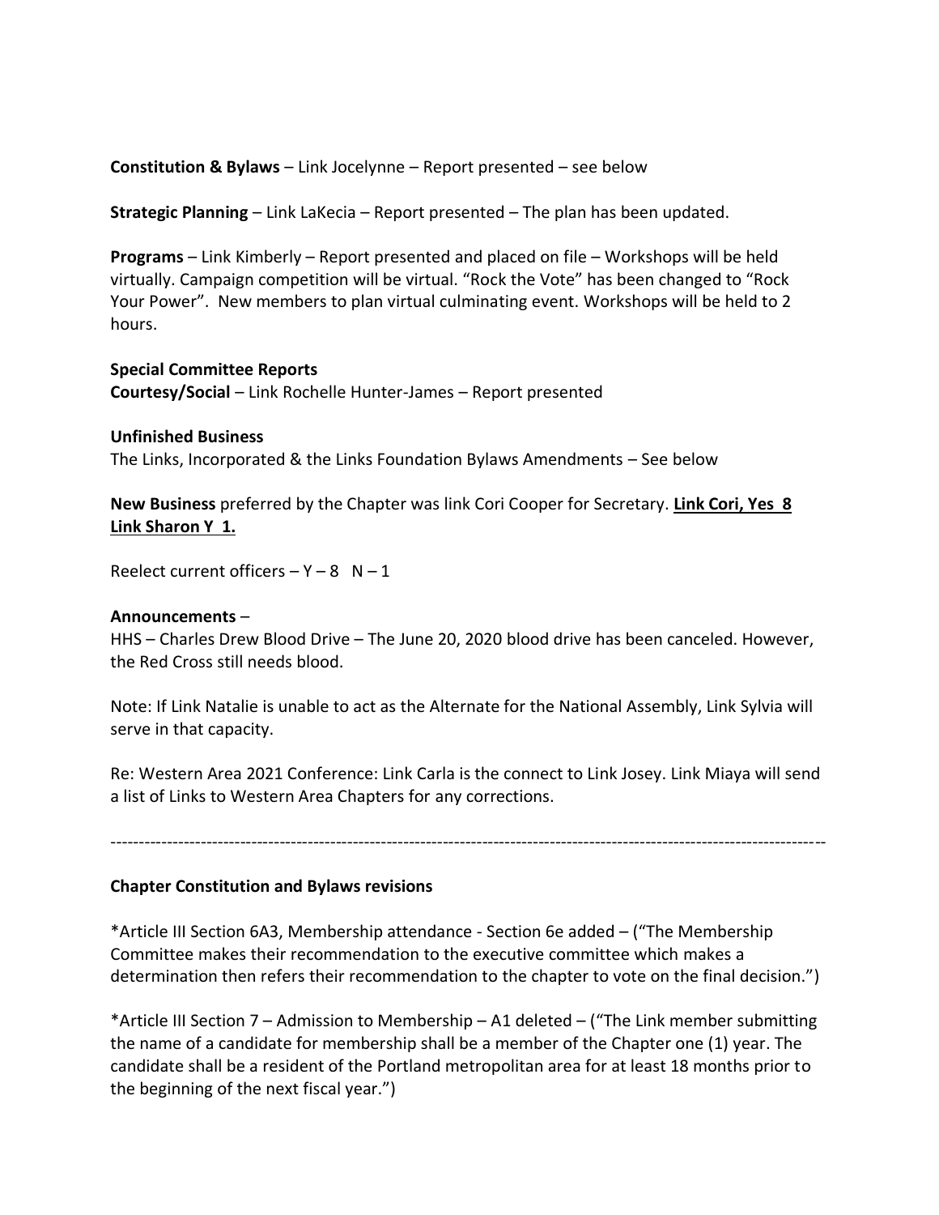**Constitution & Bylaws** – Link Jocelynne – Report presented – see below

**Strategic Planning** – Link LaKecia – Report presented – The plan has been updated.

**Programs** – Link Kimberly – Report presented and placed on file – Workshops will be held virtually. Campaign competition will be virtual. "Rock the Vote" has been changed to "Rock Your Power". New members to plan virtual culminating event. Workshops will be held to 2 hours.

**Special Committee Reports**
**Courtesy/Social** – Link Rochelle Hunter-James – Report presented

**Unfinished Business**
The Links, Incorporated & the Links Foundation Bylaws Amendments – See below

**New Business** preferred by the Chapter was link Cori Cooper for Secretary. **<u>Link Cori, Yes 8 Link Sharon Y 1.</u>**

Reelect current officers – Y – 8 N – 1

**Announcements** –
HHS – Charles Drew Blood Drive – The June 20, 2020 blood drive has been canceled. However, the Red Cross still needs blood.

Note: If Link Natalie is unable to act as the Alternate for the National Assembly, Link Sylvia will serve in that capacity.

Re: Western Area 2021 Conference: Link Carla is the connect to Link Josey. Link Miaya will send a list of Links to Western Area Chapters for any corrections.

---

**Chapter Constitution and Bylaws revisions**

*Article III Section 6A3, Membership attendance - Section 6e added – ("The Membership Committee makes their recommendation to the executive committee which makes a determination then refers their recommendation to the chapter to vote on the final decision.")

*Article III Section 7 – Admission to Membership – A1 deleted – ("The Link member submitting the name of a candidate for membership shall be a member of the Chapter one (1) year. The candidate shall be a resident of the Portland metropolitan area for at least 18 months prior to the beginning of the next fiscal year.")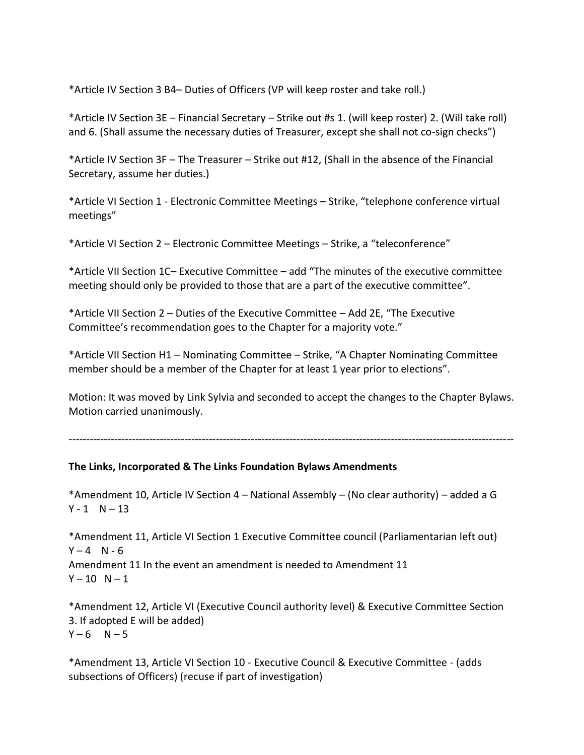*Article IV Section 3 B4– Duties of Officers (VP will keep roster and take roll.)

*Article IV Section 3E – Financial Secretary – Strike out #s 1. (will keep roster) 2. (Will take roll) and 6. (Shall assume the necessary duties of Treasurer, except she shall not co-sign checks")

*Article IV Section 3F – The Treasurer – Strike out #12, (Shall in the absence of the Financial Secretary, assume her duties.)

*Article VI Section 1 - Electronic Committee Meetings – Strike, "telephone conference virtual meetings"

*Article VI Section 2 – Electronic Committee Meetings – Strike, a "teleconference"

*Article VII Section 1C– Executive Committee – add "The minutes of the executive committee meeting should only be provided to those that are a part of the executive committee".

*Article VII Section 2 – Duties of the Executive Committee – Add 2E, "The Executive Committee's recommendation goes to the Chapter for a majority vote."

*Article VII Section H1 – Nominating Committee – Strike, "A Chapter Nominating Committee member should be a member of the Chapter for at least 1 year prior to elections".

Motion: It was moved by Link Sylvia and seconded to accept the changes to the Chapter Bylaws. Motion carried unanimously.

---

**The Links, Incorporated & The Links Foundation Bylaws Amendments**

*Amendment 10, Article IV Section 4 – National Assembly – (No clear authority) – added a G
Y - 1 N – 13

*Amendment 11, Article VI Section 1 Executive Committee council (Parliamentarian left out)
Y – 4 N - 6
Amendment 11 In the event an amendment is needed to Amendment 11
Y – 10 N – 1

*Amendment 12, Article VI (Executive Council authority level) & Executive Committee Section 3. If adopted E will be added)
Y – 6 N – 5

*Amendment 13, Article VI Section 10 - Executive Council & Executive Committee - (adds subsections of Officers) (recuse if part of investigation)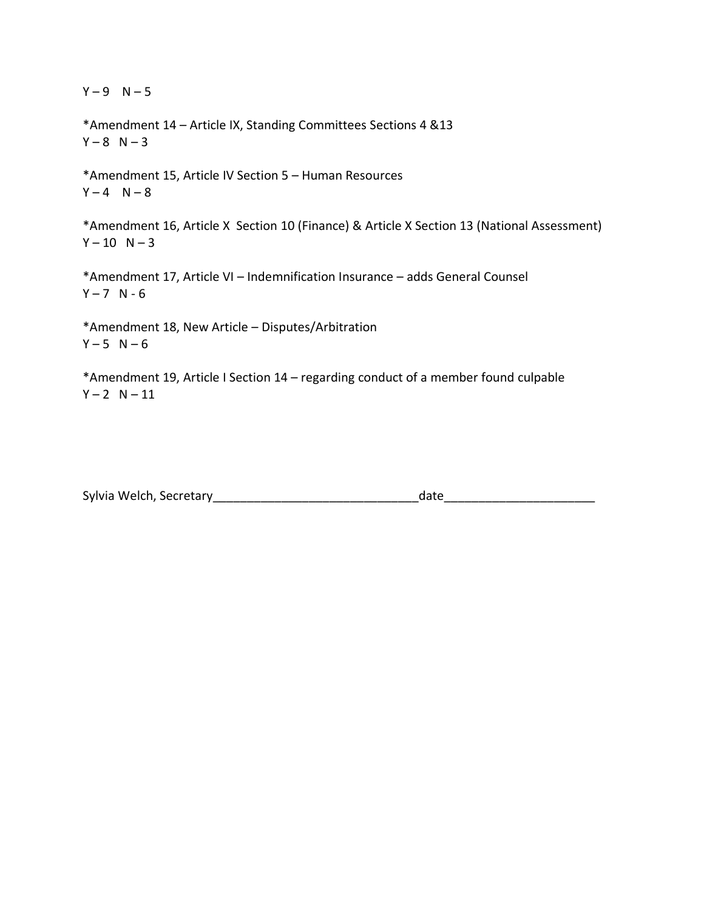Y – 9   N – 5

*Amendment 14 – Article IX, Standing Committees Sections 4 &13
Y – 8   N – 3

*Amendment 15, Article IV Section 5 – Human Resources
Y – 4   N – 8

*Amendment 16, Article X  Section 10 (Finance) & Article X Section 13 (National Assessment)
Y – 10   N – 3

*Amendment 17, Article VI – Indemnification Insurance – adds General Counsel
Y – 7   N - 6

*Amendment 18, New Article – Disputes/Arbitration
Y – 5   N – 6

*Amendment 19, Article I Section 14 – regarding conduct of a member found culpable
Y – 2   N – 11

Sylvia Welch, Secretary______________________________date______________________